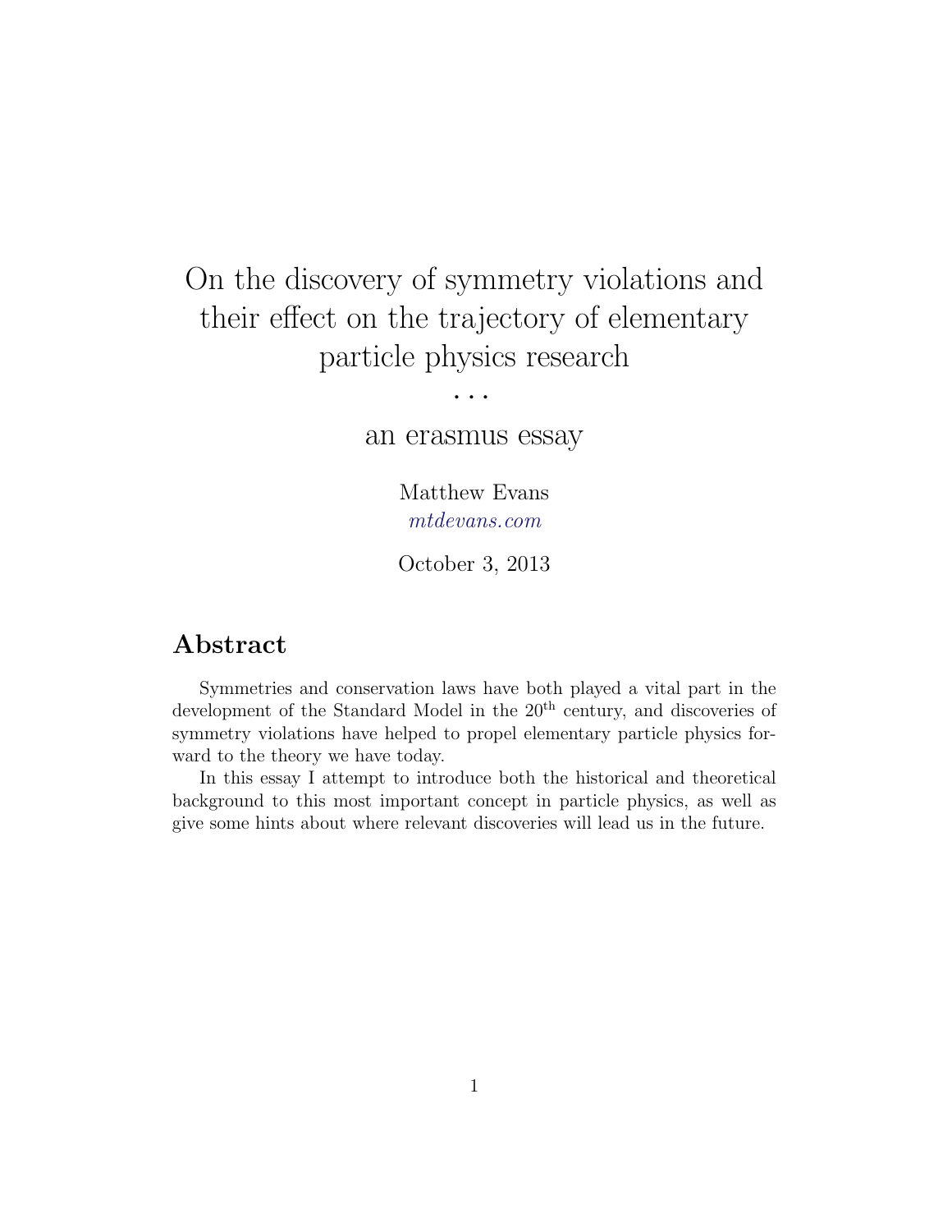# On the discovery of symmetry violations and their effect on the trajectory of elementary particle physics research

. . .

an erasmus essay

Matthew Evans
*mtdevans.com*

October 3, 2013

## Abstract

Symmetries and conservation laws have both played a vital part in the development of the Standard Model in the 20$^{\text{th}}$ century, and discoveries of symmetry violations have helped to propel elementary particle physics forward to the theory we have today.

In this essay I attempt to introduce both the historical and theoretical background to this most important concept in particle physics, as well as give some hints about where relevant discoveries will lead us in the future.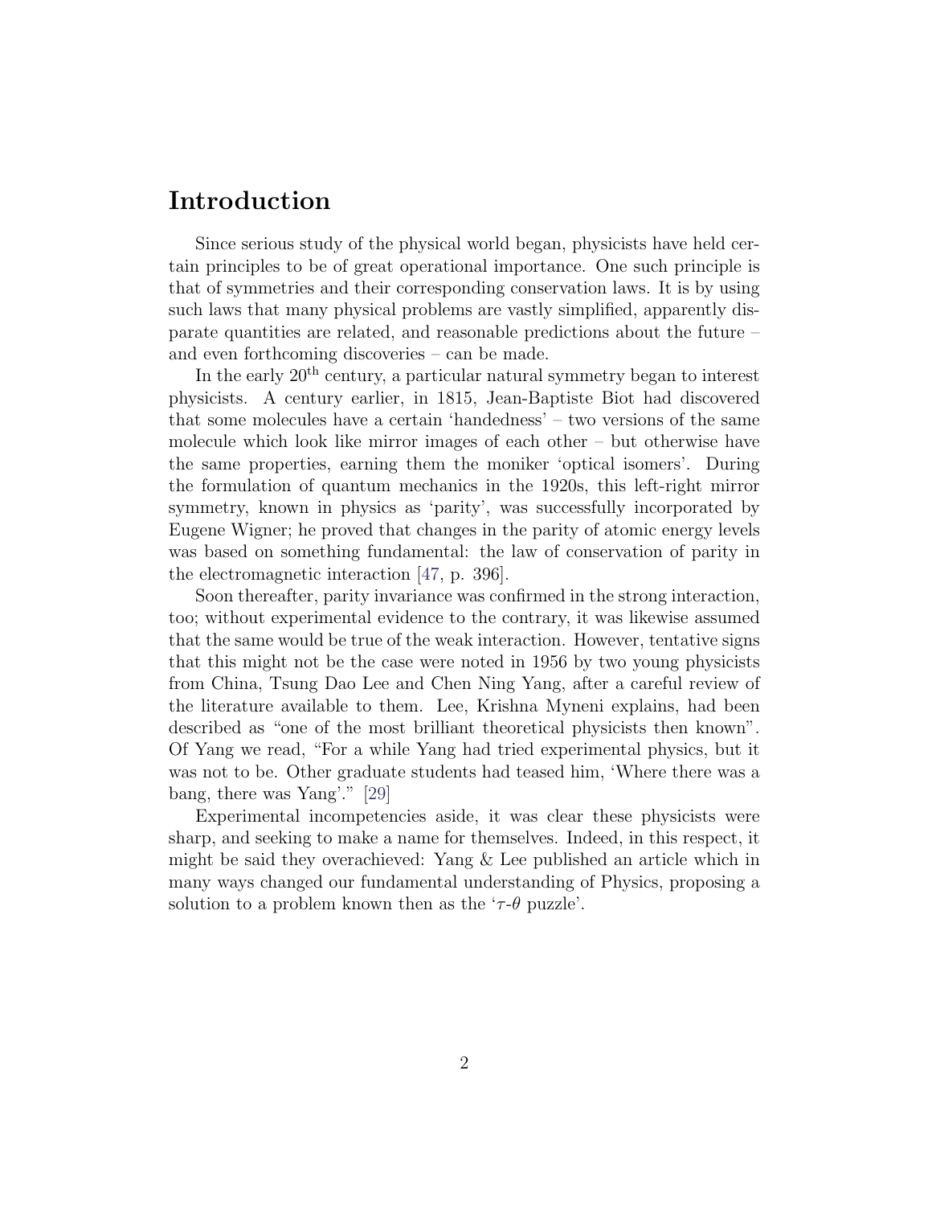# Introduction

Since serious study of the physical world began, physicists have held certain principles to be of great operational importance. One such principle is that of symmetries and their corresponding conservation laws. It is by using such laws that many physical problems are vastly simplified, apparently disparate quantities are related, and reasonable predictions about the future – and even forthcoming discoveries – can be made.

In the early 20$^{\text{th}}$ century, a particular natural symmetry began to interest physicists. A century earlier, in 1815, Jean-Baptiste Biot had discovered that some molecules have a certain 'handedness' – two versions of the same molecule which look like mirror images of each other – but otherwise have the same properties, earning them the moniker 'optical isomers'. During the formulation of quantum mechanics in the 1920s, this left-right mirror symmetry, known in physics as 'parity', was successfully incorporated by Eugene Wigner; he proved that changes in the parity of atomic energy levels was based on something fundamental: the law of conservation of parity in the electromagnetic interaction [47, p. 396].

Soon thereafter, parity invariance was confirmed in the strong interaction, too; without experimental evidence to the contrary, it was likewise assumed that the same would be true of the weak interaction. However, tentative signs that this might not be the case were noted in 1956 by two young physicists from China, Tsung Dao Lee and Chen Ning Yang, after a careful review of the literature available to them. Lee, Krishna Myneni explains, had been described as "one of the most brilliant theoretical physicists then known". Of Yang we read, "For a while Yang had tried experimental physics, but it was not to be. Other graduate students had teased him, 'Where there was a bang, there was Yang'." [29]

Experimental incompetencies aside, it was clear these physicists were sharp, and seeking to make a name for themselves. Indeed, in this respect, it might be said they overachieved: Yang & Lee published an article which in many ways changed our fundamental understanding of Physics, proposing a solution to a problem known then as the '$\tau$-$\theta$ puzzle'.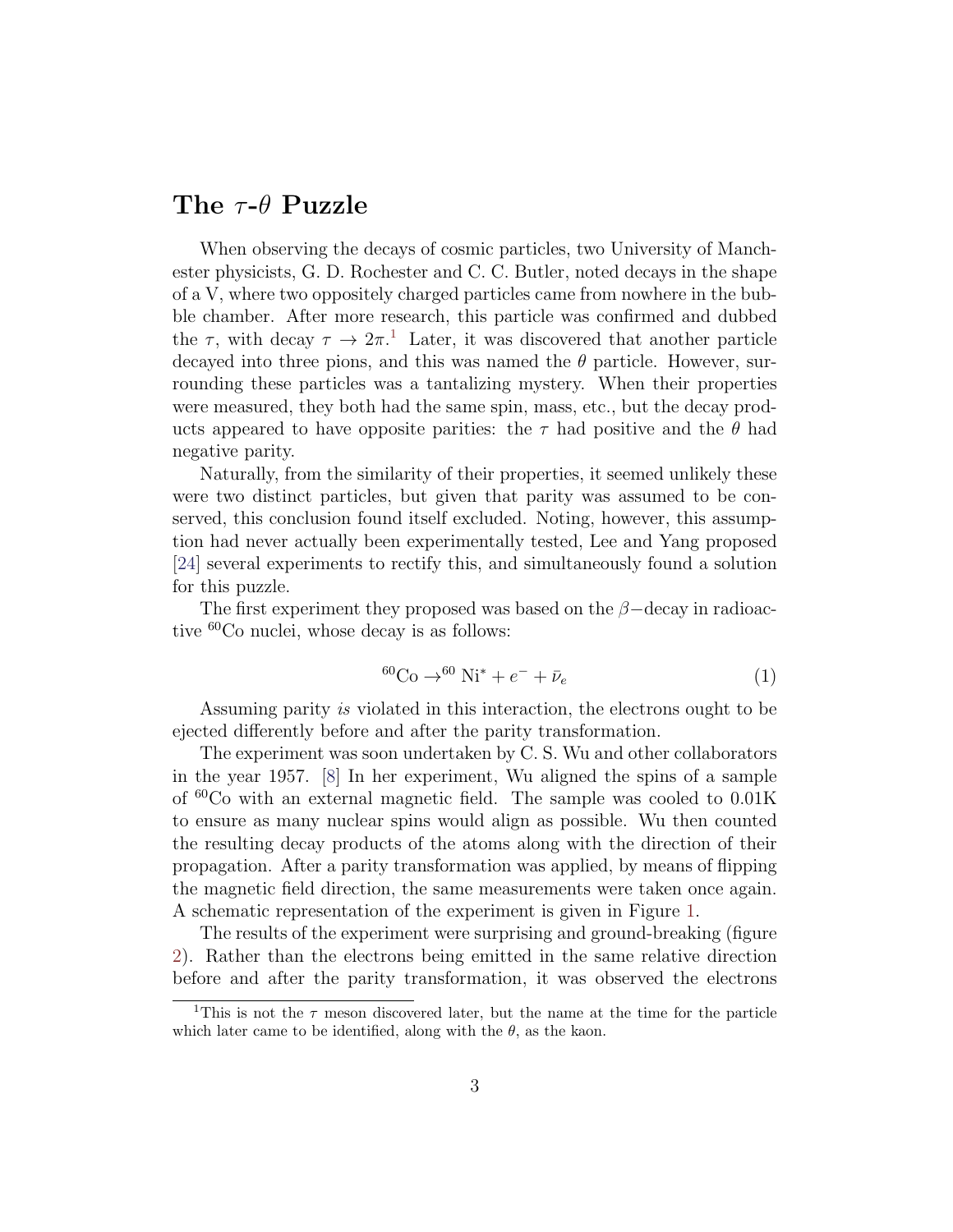## The $\tau$-$\theta$ Puzzle

When observing the decays of cosmic particles, two University of Manchester physicists, G. D. Rochester and C. C. Butler, noted decays in the shape of a V, where two oppositely charged particles came from nowhere in the bubble chamber. After more research, this particle was confirmed and dubbed the $\tau$, with decay $\tau \rightarrow 2\pi$.[1] Later, it was discovered that another particle decayed into three pions, and this was named the $\theta$ particle. However, surrounding these particles was a tantalizing mystery. When their properties were measured, they both had the same spin, mass, etc., but the decay products appeared to have opposite parities: the $\tau$ had positive and the $\theta$ had negative parity.

Naturally, from the similarity of their properties, it seemed unlikely these were two distinct particles, but given that parity was assumed to be conserved, this conclusion found itself excluded. Noting, however, this assumption had never actually been experimentally tested, Lee and Yang proposed [24] several experiments to rectify this, and simultaneously found a solution for this puzzle.

The first experiment they proposed was based on the $\beta-$decay in radioactive $^{60}$Co nuclei, whose decay is as follows:

$$^{60}\text{Co} \rightarrow ^{60}\text{Ni}^* + e^- + \bar{\nu}_e \tag{1}$$

Assuming parity *is* violated in this interaction, the electrons ought to be ejected differently before and after the parity transformation.

The experiment was soon undertaken by C. S. Wu and other collaborators in the year 1957. [8] In her experiment, Wu aligned the spins of a sample of $^{60}$Co with an external magnetic field. The sample was cooled to 0.01K to ensure as many nuclear spins would align as possible. Wu then counted the resulting decay products of the atoms along with the direction of their propagation. After a parity transformation was applied, by means of flipping the magnetic field direction, the same measurements were taken once again. A schematic representation of the experiment is given in Figure 1.

The results of the experiment were surprising and ground-breaking (figure 2). Rather than the electrons being emitted in the same relative direction before and after the parity transformation, it was observed the electrons

[1] This is not the $\tau$ meson discovered later, but the name at the time for the particle which later came to be identified, along with the $\theta$, as the kaon.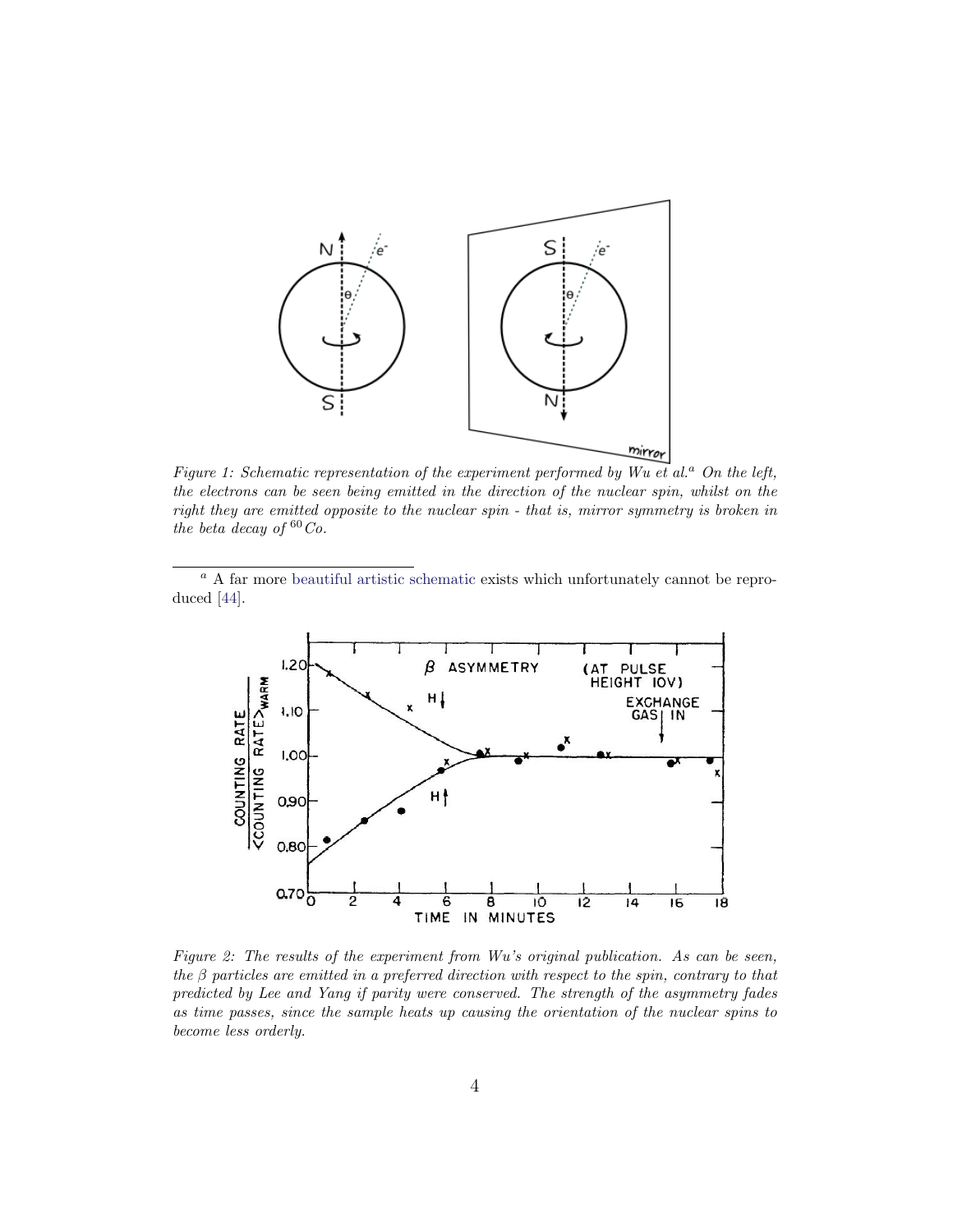*Figure 1: Schematic representation of the experiment performed by Wu et al.*[a] *On the left, the electrons can be seen being emitted in the direction of the nuclear spin, whilst on the right they are emitted opposite to the nuclear spin - that is, mirror symmetry is broken in the beta decay of* $^{60}Co$.

[a] A far more beautiful artistic schematic exists which unfortunately cannot be reproduced [44].

*Figure 2: The results of the experiment from Wu's original publication. As can be seen, the* $\beta$ *particles are emitted in a preferred direction with respect to the spin, contrary to that predicted by Lee and Yang if parity were conserved. The strength of the asymmetry fades as time passes, since the sample heats up causing the orientation of the nuclear spins to become less orderly.*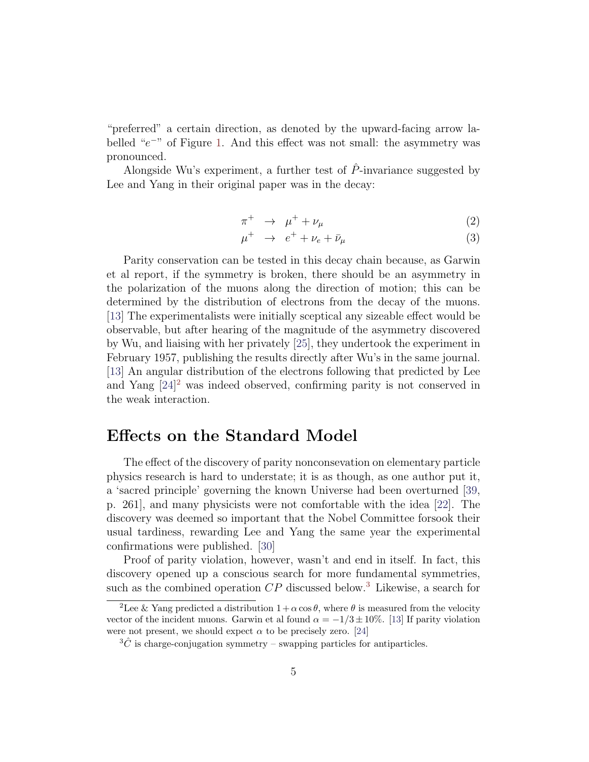"preferred" a certain direction, as denoted by the upward-facing arrow labelled "$e^-$" of Figure 1. And this effect was not small: the asymmetry was pronounced.

Alongside Wu's experiment, a further test of $\hat{P}$-invariance suggested by Lee and Yang in their original paper was in the decay:

$$\pi^+ \rightarrow \mu^+ + \nu_\mu \tag{2}$$

$$\mu^+ \rightarrow e^+ + \nu_e + \bar{\nu}_\mu \tag{3}$$

Parity conservation can be tested in this decay chain because, as Garwin et al report, if the symmetry is broken, there should be an asymmetry in the polarization of the muons along the direction of motion; this can be determined by the distribution of electrons from the decay of the muons. [13] The experimentalists were initially sceptical any sizeable effect would be observable, but after hearing of the magnitude of the asymmetry discovered by Wu, and liaising with her privately [25], they undertook the experiment in February 1957, publishing the results directly after Wu's in the same journal. [13] An angular distribution of the electrons following that predicted by Lee and Yang [24][2] was indeed observed, confirming parity is not conserved in the weak interaction.

## Effects on the Standard Model

The effect of the discovery of parity nonconsevation on elementary particle physics research is hard to understate; it is as though, as one author put it, a 'sacred principle' governing the known Universe had been overturned [39, p. 261], and many physicists were not comfortable with the idea [22]. The discovery was deemed so important that the Nobel Committee forsook their usual tardiness, rewarding Lee and Yang the same year the experimental confirmations were published. [30]

Proof of parity violation, however, wasn't and end in itself. In fact, this discovery opened up a conscious search for more fundamental symmetries, such as the combined operation $CP$ discussed below.[3] Likewise, a search for

[2] Lee & Yang predicted a distribution $1 + \alpha \cos\theta$, where $\theta$ is measured from the velocity vector of the incident muons. Garwin et al found $\alpha = -1/3 \pm 10\%$. [13] If parity violation were not present, we should expect $\alpha$ to be precisely zero. [24]

[3] $\hat{C}$ is charge-conjugation symmetry – swapping particles for antiparticles.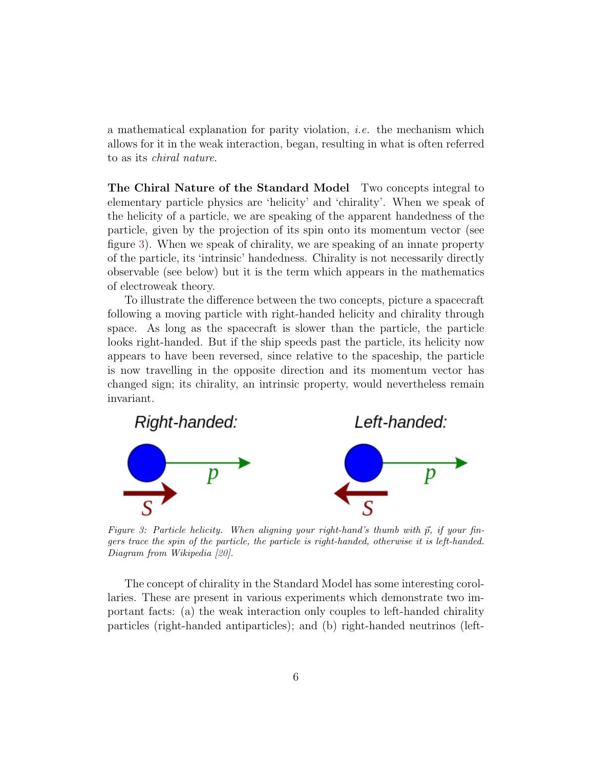a mathematical explanation for parity violation, *i.e.* the mechanism which allows for it in the weak interaction, began, resulting in what is often referred to as its *chiral nature*.

**The Chiral Nature of the Standard Model** Two concepts integral to elementary particle physics are 'helicity' and 'chirality'. When we speak of the helicity of a particle, we are speaking of the apparent handedness of the particle, given by the projection of its spin onto its momentum vector (see figure 3). When we speak of chirality, we are speaking of an innate property of the particle, its 'intrinsic' handedness. Chirality is not necessarily directly observable (see below) but it is the term which appears in the mathematics of electroweak theory.

To illustrate the difference between the two concepts, picture a spacecraft following a moving particle with right-handed helicity and chirality through space. As long as the spacecraft is slower than the particle, the particle looks right-handed. But if the ship speeds past the particle, its helicity now appears to have been reversed, since relative to the spaceship, the particle is now travelling in the opposite direction and its momentum vector has changed sign; its chirality, an intrinsic property, would nevertheless remain invariant.

Right-handed: $p$ $S$ Left-handed: $p$ $S$

*Figure 3: Particle helicity. When aligning your right-hand's thumb with $\vec{p}$, if your fingers trace the spin of the particle, the particle is right-handed, otherwise it is left-handed. Diagram from Wikipedia [20].*

The concept of chirality in the Standard Model has some interesting corollaries. These are present in various experiments which demonstrate two important facts: (a) the weak interaction only couples to left-handed chirality particles (right-handed antiparticles); and (b) right-handed neutrinos (left-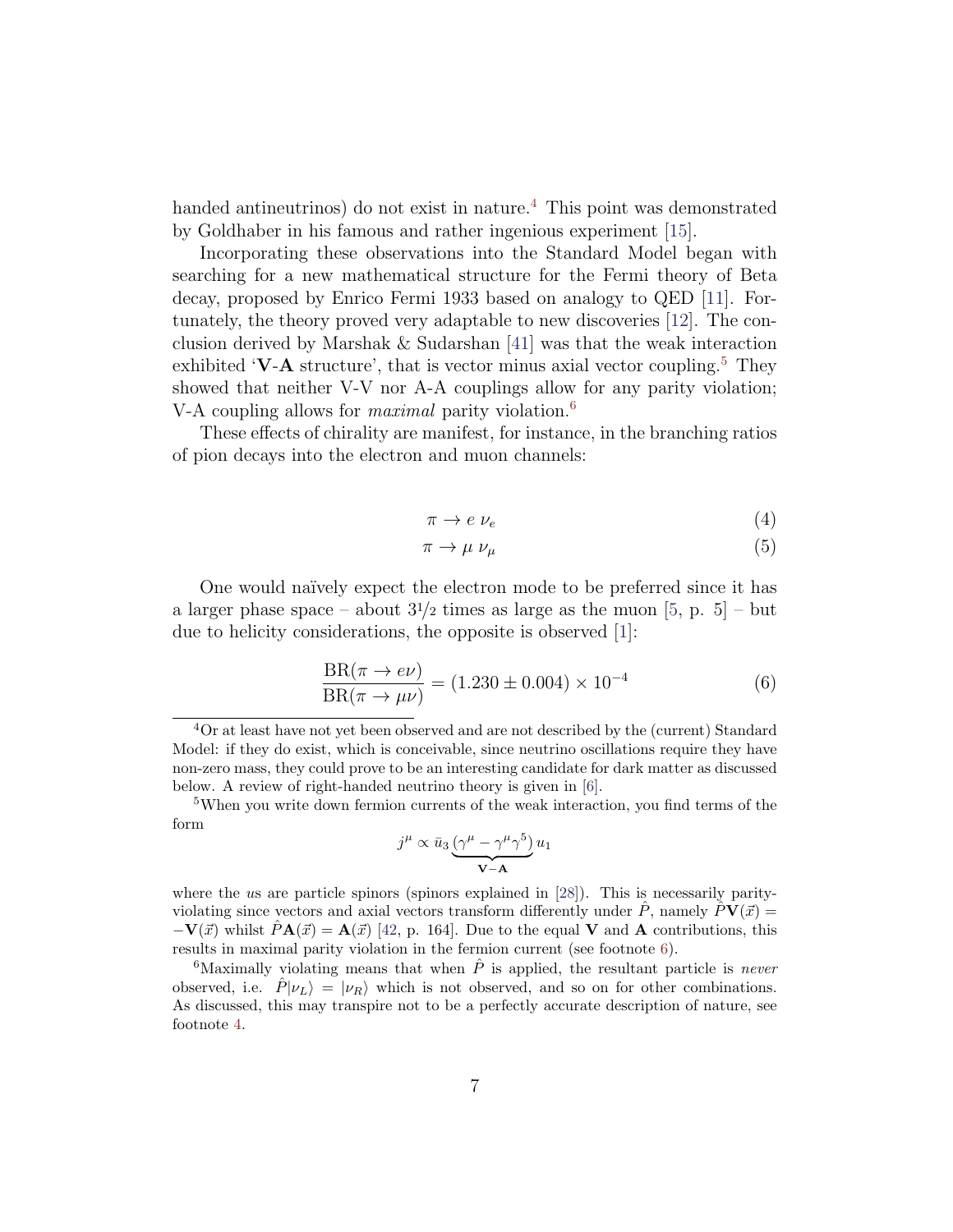handed antineutrinos) do not exist in nature.[4] This point was demonstrated by Goldhaber in his famous and rather ingenious experiment [15].

Incorporating these observations into the Standard Model began with searching for a new mathematical structure for the Fermi theory of Beta decay, proposed by Enrico Fermi 1933 based on analogy to QED [11]. Fortunately, the theory proved very adaptable to new discoveries [12]. The conclusion derived by Marshak & Sudarshan [41] was that the weak interaction exhibited '**V**-**A** structure', that is vector minus axial vector coupling.[5] They showed that neither V-V nor A-A couplings allow for any parity violation; V-A coupling allows for *maximal* parity violation.[6]

These effects of chirality are manifest, for instance, in the branching ratios of pion decays into the electron and muon channels:

$$\pi \to e\ \nu_e \tag{4}$$

$$\pi \to \mu\ \nu_\mu \tag{5}$$

One would naïvely expect the electron mode to be preferred since it has a larger phase space – about 3½ times as large as the muon [5, p. 5] – but due to helicity considerations, the opposite is observed [1]:

$$\frac{\text{BR}(\pi \to e\nu)}{\text{BR}(\pi \to \mu\nu)} = (1.230 \pm 0.004) \times 10^{-4} \tag{6}$$

---

[4] Or at least have not yet been observed and are not described by the (current) Standard Model: if they do exist, which is conceivable, since neutrino oscillations require they have non-zero mass, they could prove to be an interesting candidate for dark matter as discussed below. A review of right-handed neutrino theory is given in [6].

[5] When you write down fermion currents of the weak interaction, you find terms of the form

$$j^\mu \propto \bar{u}_3 \underbrace{(\gamma^\mu - \gamma^\mu\gamma^5)}_{\mathbf{V}-\mathbf{A}} u_1$$

where the $u$s are particle spinors (spinors explained in [28]). This is necessarily parity-violating since vectors and axial vectors transform differently under $\hat{P}$, namely $\hat{P}\mathbf{V}(\vec{x}) = -\mathbf{V}(\vec{x})$ whilst $\hat{P}\mathbf{A}(\vec{x}) = \mathbf{A}(\vec{x})$ [42, p. 164]. Due to the equal $\mathbf{V}$ and $\mathbf{A}$ contributions, this results in maximal parity violation in the fermion current (see footnote 6).

[6] Maximally violating means that when $\hat{P}$ is applied, the resultant particle is *never* observed, i.e. $\hat{P}|\nu_L\rangle = |\nu_R\rangle$ which is not observed, and so on for other combinations. As discussed, this may transpire not to be a perfectly accurate description of nature, see footnote 4.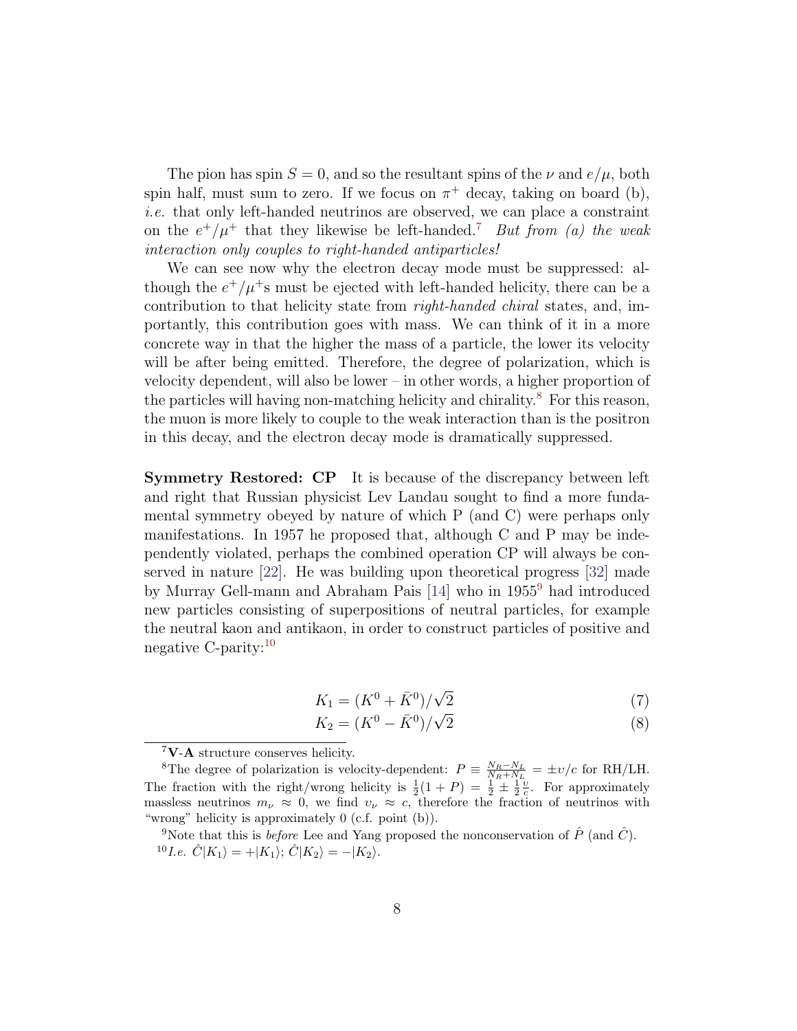The pion has spin $S = 0$, and so the resultant spins of the $\nu$ and $e/\mu$, both spin half, must sum to zero. If we focus on $\pi^+$ decay, taking on board (b), *i.e.* that only left-handed neutrinos are observed, we can place a constraint on the $e^+/\mu^+$ that they likewise be left-handed.[7] *But from (a) the weak interaction only couples to right-handed antiparticles!*

We can see now why the electron decay mode must be suppressed: although the $e^+/\mu^+$s must be ejected with left-handed helicity, there can be a contribution to that helicity state from *right-handed chiral* states, and, importantly, this contribution goes with mass. We can think of it in a more concrete way in that the higher the mass of a particle, the lower its velocity will be after being emitted. Therefore, the degree of polarization, which is velocity dependent, will also be lower – in other words, a higher proportion of the particles will having non-matching helicity and chirality.[8] For this reason, the muon is more likely to couple to the weak interaction than is the positron in this decay, and the electron decay mode is dramatically suppressed.

**Symmetry Restored: CP** It is because of the discrepancy between left and right that Russian physicist Lev Landau sought to find a more fundamental symmetry obeyed by nature of which P (and C) were perhaps only manifestations. In 1957 he proposed that, although C and P may be independently violated, perhaps the combined operation CP will always be conserved in nature [22]. He was building upon theoretical progress [32] made by Murray Gell-mann and Abraham Pais [14] who in 1955[9] had introduced new particles consisting of superpositions of neutral particles, for example the neutral kaon and antikaon, in order to construct particles of positive and negative C-parity:[10]

$$K_1 = (K^0 + \bar{K}^0)/\sqrt{2} \tag{7}$$

$$K_2 = (K^0 - \bar{K}^0)/\sqrt{2} \tag{8}$$

[7] **V-A** structure conserves helicity.

[8] The degree of polarization is velocity-dependent: $P \equiv \frac{N_R - N_L}{N_R + N_L} = \pm v/c$ for RH/LH. The fraction with the right/wrong helicity is $\frac{1}{2}(1+P) = \frac{1}{2} \pm \frac{1}{2}\frac{v}{c}$. For approximately massless neutrinos $m_\nu \approx 0$, we find $v_\nu \approx c$, therefore the fraction of neutrinos with "wrong" helicity is approximately 0 (c.f. point (b)).

[9] Note that this is *before* Lee and Yang proposed the nonconservation of $\hat{P}$ (and $\hat{C}$).

[10] *I.e.* $\hat{C}|K_1\rangle = +|K_1\rangle$; $\hat{C}|K_2\rangle = -|K_2\rangle$.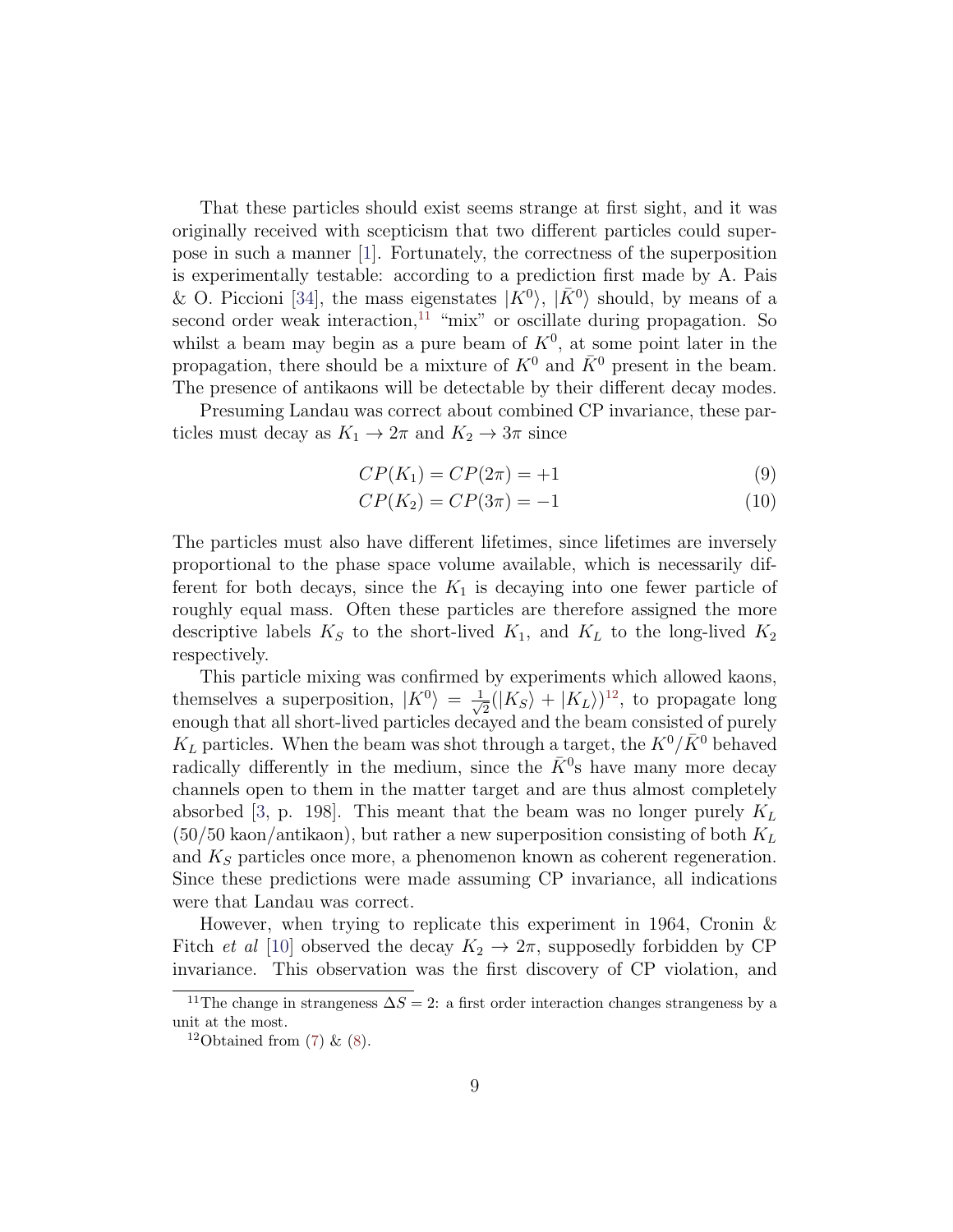That these particles should exist seems strange at first sight, and it was originally received with scepticism that two different particles could superpose in such a manner [1]. Fortunately, the correctness of the superposition is experimentally testable: according to a prediction first made by A. Pais & O. Piccioni [34], the mass eigenstates $|K^0\rangle$, $|\bar{K}^0\rangle$ should, by means of a second order weak interaction,[11] "mix" or oscillate during propagation. So whilst a beam may begin as a pure beam of $K^0$, at some point later in the propagation, there should be a mixture of $K^0$ and $\bar{K}^0$ present in the beam. The presence of antikaons will be detectable by their different decay modes.

Presuming Landau was correct about combined CP invariance, these particles must decay as $K_1 \to 2\pi$ and $K_2 \to 3\pi$ since

$$CP(K_1) = CP(2\pi) = +1 \tag{9}$$

$$CP(K_2) = CP(3\pi) = -1 \tag{10}$$

The particles must also have different lifetimes, since lifetimes are inversely proportional to the phase space volume available, which is necessarily different for both decays, since the $K_1$ is decaying into one fewer particle of roughly equal mass. Often these particles are therefore assigned the more descriptive labels $K_S$ to the short-lived $K_1$, and $K_L$ to the long-lived $K_2$ respectively.

This particle mixing was confirmed by experiments which allowed kaons, themselves a superposition, $|K^0\rangle = \frac{1}{\sqrt{2}}(|K_S\rangle + |K_L\rangle)$[12], to propagate long enough that all short-lived particles decayed and the beam consisted of purely $K_L$ particles. When the beam was shot through a target, the $K^0/\bar{K}^0$ behaved radically differently in the medium, since the $\bar{K}^0$s have many more decay channels open to them in the matter target and are thus almost completely absorbed [3, p. 198]. This meant that the beam was no longer purely $K_L$ (50/50 kaon/antikaon), but rather a new superposition consisting of both $K_L$ and $K_S$ particles once more, a phenomenon known as coherent regeneration. Since these predictions were made assuming CP invariance, all indications were that Landau was correct.

However, when trying to replicate this experiment in 1964, Cronin & Fitch *et al* [10] observed the decay $K_2 \to 2\pi$, supposedly forbidden by CP invariance. This observation was the first discovery of CP violation, and

---

[11] The change in strangeness $\Delta S = 2$: a first order interaction changes strangeness by a unit at the most.

[12] Obtained from (7) & (8).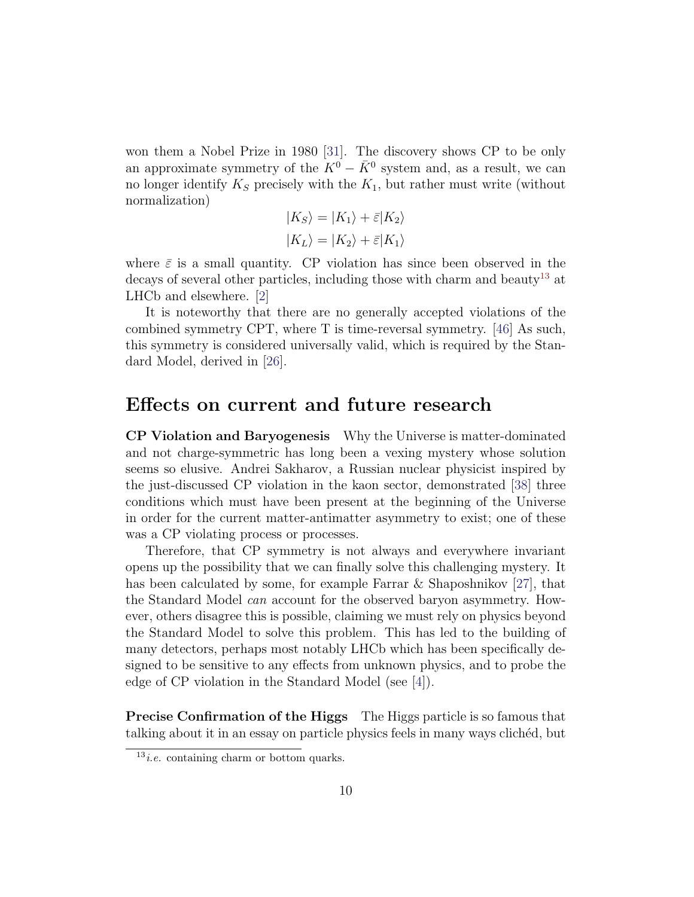won them a Nobel Prize in 1980 [31]. The discovery shows CP to be only an approximate symmetry of the $K^0 - \bar{K}^0$ system and, as a result, we can no longer identify $K_S$ precisely with the $K_1$, but rather must write (without normalization)

$$|K_S\rangle = |K_1\rangle + \bar{\varepsilon}|K_2\rangle$$
$$|K_L\rangle = |K_2\rangle + \bar{\varepsilon}|K_1\rangle$$

where $\bar{\varepsilon}$ is a small quantity. CP violation has since been observed in the decays of several other particles, including those with charm and beauty[13] at LHCb and elsewhere. [2]

It is noteworthy that there are no generally accepted violations of the combined symmetry CPT, where T is time-reversal symmetry. [46] As such, this symmetry is considered universally valid, which is required by the Standard Model, derived in [26].

## Effects on current and future research

**CP Violation and Baryogenesis** Why the Universe is matter-dominated and not charge-symmetric has long been a vexing mystery whose solution seems so elusive. Andrei Sakharov, a Russian nuclear physicist inspired by the just-discussed CP violation in the kaon sector, demonstrated [38] three conditions which must have been present at the beginning of the Universe in order for the current matter-antimatter asymmetry to exist; one of these was a CP violating process or processes.

Therefore, that CP symmetry is not always and everywhere invariant opens up the possibility that we can finally solve this challenging mystery. It has been calculated by some, for example Farrar & Shaposhnikov [27], that the Standard Model *can* account for the observed baryon asymmetry. However, others disagree this is possible, claiming we must rely on physics beyond the Standard Model to solve this problem. This has led to the building of many detectors, perhaps most notably LHCb which has been specifically designed to be sensitive to any effects from unknown physics, and to probe the edge of CP violation in the Standard Model (see [4]).

**Precise Confirmation of the Higgs** The Higgs particle is so famous that talking about it in an essay on particle physics feels in many ways clichéd, but

[13] *i.e.* containing charm or bottom quarks.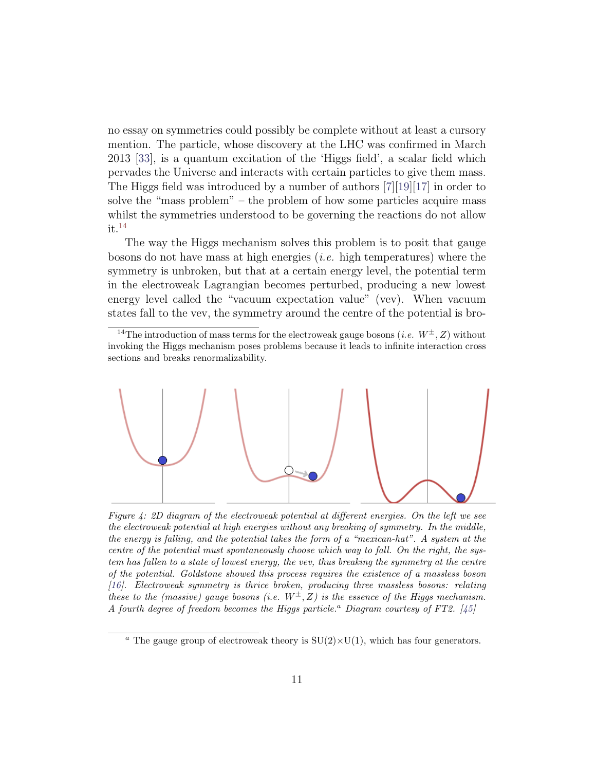no essay on symmetries could possibly be complete without at least a cursory mention. The particle, whose discovery at the LHC was confirmed in March 2013 [33], is a quantum excitation of the 'Higgs field', a scalar field which pervades the Universe and interacts with certain particles to give them mass. The Higgs field was introduced by a number of authors [7][19][17] in order to solve the "mass problem" – the problem of how some particles acquire mass whilst the symmetries understood to be governing the reactions do not allow it.[14]

The way the Higgs mechanism solves this problem is to posit that gauge bosons do not have mass at high energies (*i.e.* high temperatures) where the symmetry is unbroken, but that at a certain energy level, the potential term in the electroweak Lagrangian becomes perturbed, producing a new lowest energy level called the "vacuum expectation value" (vev). When vacuum states fall to the vev, the symmetry around the centre of the potential is bro-

[14] The introduction of mass terms for the electroweak gauge bosons (*i.e.* $W^{\pm}, Z$) without invoking the Higgs mechanism poses problems because it leads to infinite interaction cross sections and breaks renormalizability.

*Figure 4: 2D diagram of the electroweak potential at different energies. On the left we see the electroweak potential at high energies without any breaking of symmetry. In the middle, the energy is falling, and the potential takes the form of a "mexican-hat". A system at the centre of the potential must spontaneously choose which way to fall. On the right, the system has fallen to a state of lowest energy, the vev, thus breaking the symmetry at the centre of the potential. Goldstone showed this process requires the existence of a massless boson [16]. Electroweak symmetry is thrice broken, producing three massless bosons: relating these to the (massive) gauge bosons (i.e. $W^{\pm}, Z$) is the essence of the Higgs mechanism. A fourth degree of freedom becomes the Higgs particle.[a] Diagram courtesy of FT2. [45]*

[a] The gauge group of electroweak theory is SU(2)×U(1), which has four generators.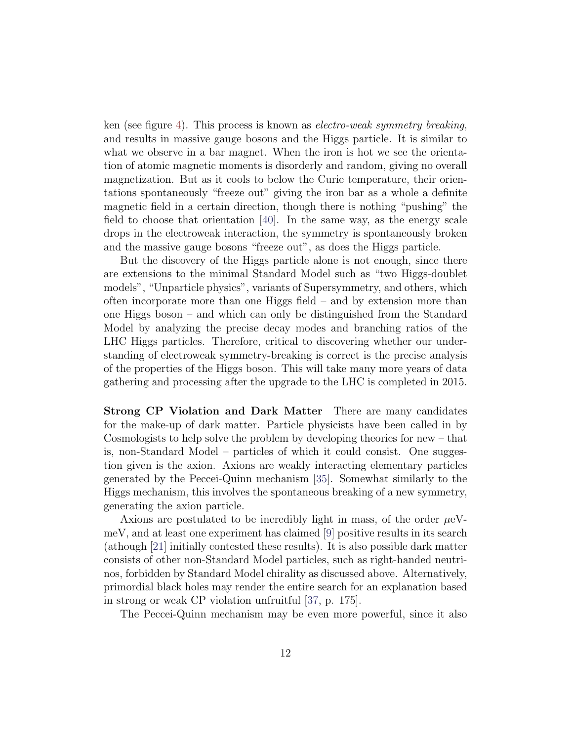ken (see figure 4). This process is known as *electro-weak symmetry breaking*, and results in massive gauge bosons and the Higgs particle. It is similar to what we observe in a bar magnet. When the iron is hot we see the orientation of atomic magnetic moments is disorderly and random, giving no overall magnetization. But as it cools to below the Curie temperature, their orientations spontaneously "freeze out" giving the iron bar as a whole a definite magnetic field in a certain direction, though there is nothing "pushing" the field to choose that orientation [40]. In the same way, as the energy scale drops in the electroweak interaction, the symmetry is spontaneously broken and the massive gauge bosons "freeze out", as does the Higgs particle.

But the discovery of the Higgs particle alone is not enough, since there are extensions to the minimal Standard Model such as "two Higgs-doublet models", "Unparticle physics", variants of Supersymmetry, and others, which often incorporate more than one Higgs field – and by extension more than one Higgs boson – and which can only be distinguished from the Standard Model by analyzing the precise decay modes and branching ratios of the LHC Higgs particles. Therefore, critical to discovering whether our understanding of electroweak symmetry-breaking is correct is the precise analysis of the properties of the Higgs boson. This will take many more years of data gathering and processing after the upgrade to the LHC is completed in 2015.

**Strong CP Violation and Dark Matter** There are many candidates for the make-up of dark matter. Particle physicists have been called in by Cosmologists to help solve the problem by developing theories for new – that is, non-Standard Model – particles of which it could consist. One suggestion given is the axion. Axions are weakly interacting elementary particles generated by the Peccei-Quinn mechanism [35]. Somewhat similarly to the Higgs mechanism, this involves the spontaneous breaking of a new symmetry, generating the axion particle.

Axions are postulated to be incredibly light in mass, of the order $\mu$eV-meV, and at least one experiment has claimed [9] positive results in its search (athough [21] initially contested these results). It is also possible dark matter consists of other non-Standard Model particles, such as right-handed neutrinos, forbidden by Standard Model chirality as discussed above. Alternatively, primordial black holes may render the entire search for an explanation based in strong or weak CP violation unfruitful [37, p. 175].

The Peccei-Quinn mechanism may be even more powerful, since it also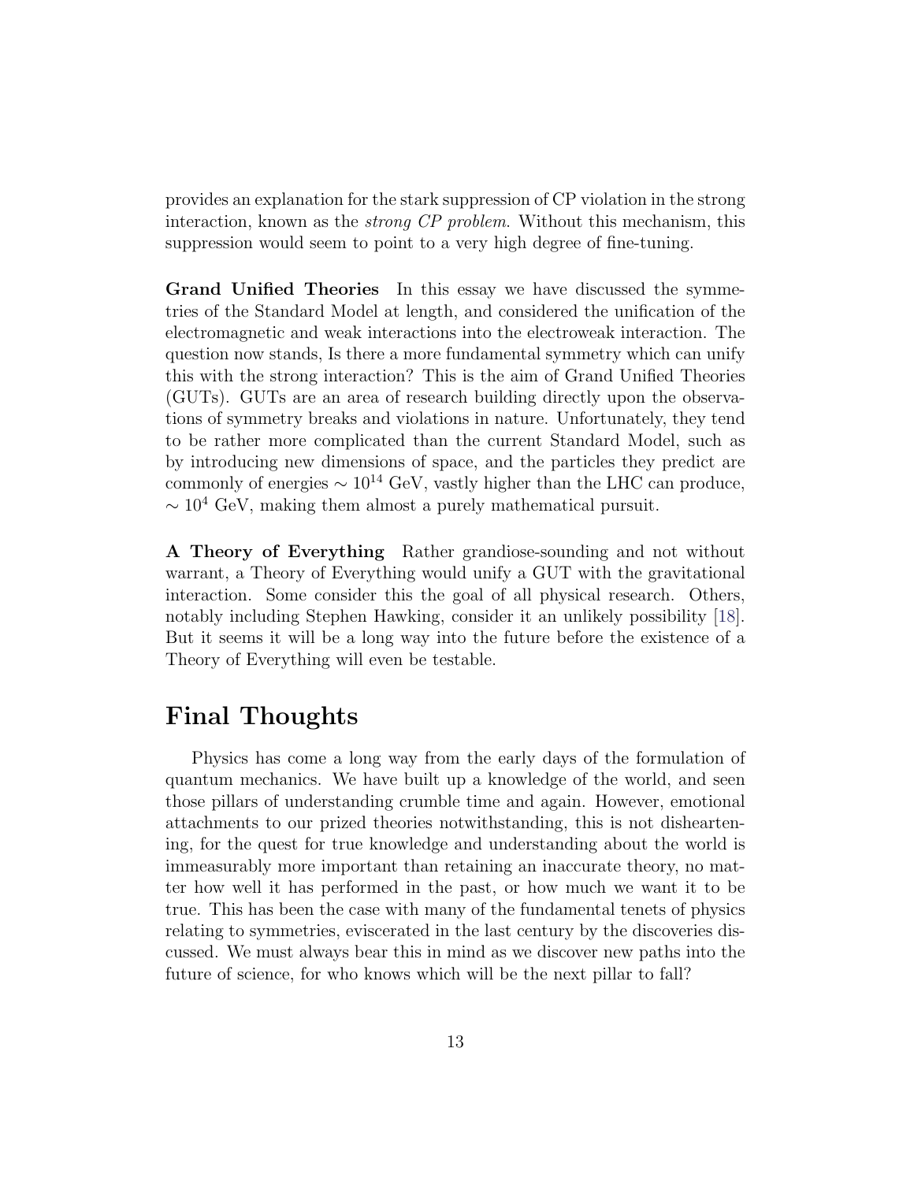provides an explanation for the stark suppression of CP violation in the strong interaction, known as the *strong CP problem*. Without this mechanism, this suppression would seem to point to a very high degree of fine-tuning.

**Grand Unified Theories** In this essay we have discussed the symmetries of the Standard Model at length, and considered the unification of the electromagnetic and weak interactions into the electroweak interaction. The question now stands, Is there a more fundamental symmetry which can unify this with the strong interaction? This is the aim of Grand Unified Theories (GUTs). GUTs are an area of research building directly upon the observations of symmetry breaks and violations in nature. Unfortunately, they tend to be rather more complicated than the current Standard Model, such as by introducing new dimensions of space, and the particles they predict are commonly of energies $\sim 10^{14}$ GeV, vastly higher than the LHC can produce, $\sim 10^{4}$ GeV, making them almost a purely mathematical pursuit.

**A Theory of Everything** Rather grandiose-sounding and not without warrant, a Theory of Everything would unify a GUT with the gravitational interaction. Some consider this the goal of all physical research. Others, notably including Stephen Hawking, consider it an unlikely possibility [18]. But it seems it will be a long way into the future before the existence of a Theory of Everything will even be testable.

## Final Thoughts

Physics has come a long way from the early days of the formulation of quantum mechanics. We have built up a knowledge of the world, and seen those pillars of understanding crumble time and again. However, emotional attachments to our prized theories notwithstanding, this is not disheartening, for the quest for true knowledge and understanding about the world is immeasurably more important than retaining an inaccurate theory, no matter how well it has performed in the past, or how much we want it to be true. This has been the case with many of the fundamental tenets of physics relating to symmetries, eviscerated in the last century by the discoveries discussed. We must always bear this in mind as we discover new paths into the future of science, for who knows which will be the next pillar to fall?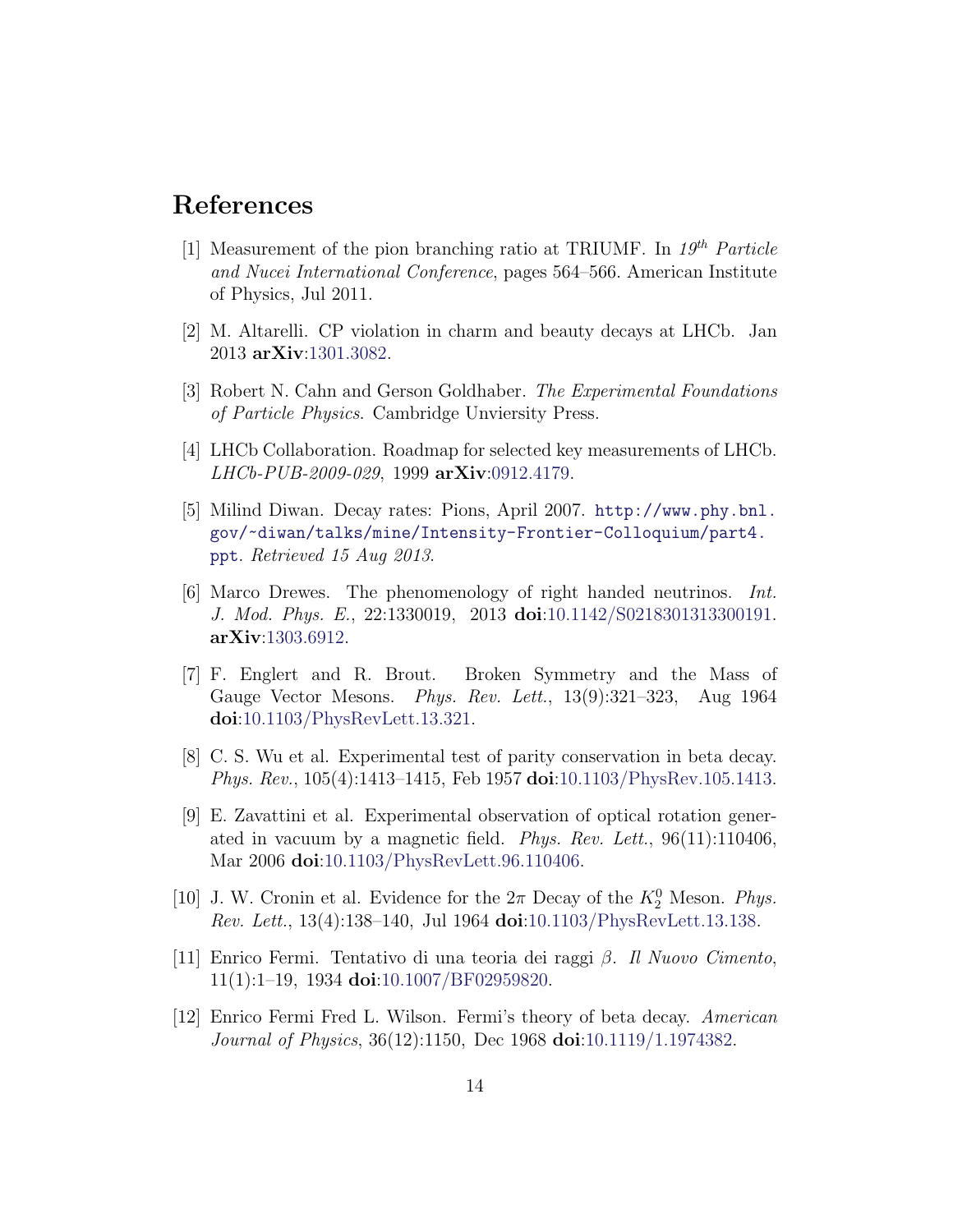# References

[1] Measurement of the pion branching ratio at TRIUMF. In *19$^{th}$ Particle and Nucei International Conference*, pages 564–566. American Institute of Physics, Jul 2011.

[2] M. Altarelli. CP violation in charm and beauty decays at LHCb. Jan 2013 **arXiv**:1301.3082.

[3] Robert N. Cahn and Gerson Goldhaber. *The Experimental Foundations of Particle Physics*. Cambridge Unviersity Press.

[4] LHCb Collaboration. Roadmap for selected key measurements of LHCb. *LHCb-PUB-2009-029*, 1999 **arXiv**:0912.4179.

[5] Milind Diwan. Decay rates: Pions, April 2007. `http://www.phy.bnl.gov/~diwan/talks/mine/Intensity-Frontier-Colloquium/part4.ppt`. *Retrieved 15 Aug 2013*.

[6] Marco Drewes. The phenomenology of right handed neutrinos. *Int. J. Mod. Phys. E.*, 22:1330019, 2013 **doi**:10.1142/S0218301313300191. **arXiv**:1303.6912.

[7] F. Englert and R. Brout. Broken Symmetry and the Mass of Gauge Vector Mesons. *Phys. Rev. Lett.*, 13(9):321–323, Aug 1964 **doi**:10.1103/PhysRevLett.13.321.

[8] C. S. Wu et al. Experimental test of parity conservation in beta decay. *Phys. Rev.*, 105(4):1413–1415, Feb 1957 **doi**:10.1103/PhysRev.105.1413.

[9] E. Zavattini et al. Experimental observation of optical rotation generated in vacuum by a magnetic field. *Phys. Rev. Lett.*, 96(11):110406, Mar 2006 **doi**:10.1103/PhysRevLett.96.110406.

[10] J. W. Cronin et al. Evidence for the $2\pi$ Decay of the $K_2^0$ Meson. *Phys. Rev. Lett.*, 13(4):138–140, Jul 1964 **doi**:10.1103/PhysRevLett.13.138.

[11] Enrico Fermi. Tentativo di una teoria dei raggi $\beta$. *Il Nuovo Cimento*, 11(1):1–19, 1934 **doi**:10.1007/BF02959820.

[12] Enrico Fermi Fred L. Wilson. Fermi's theory of beta decay. *American Journal of Physics*, 36(12):1150, Dec 1968 **doi**:10.1119/1.1974382.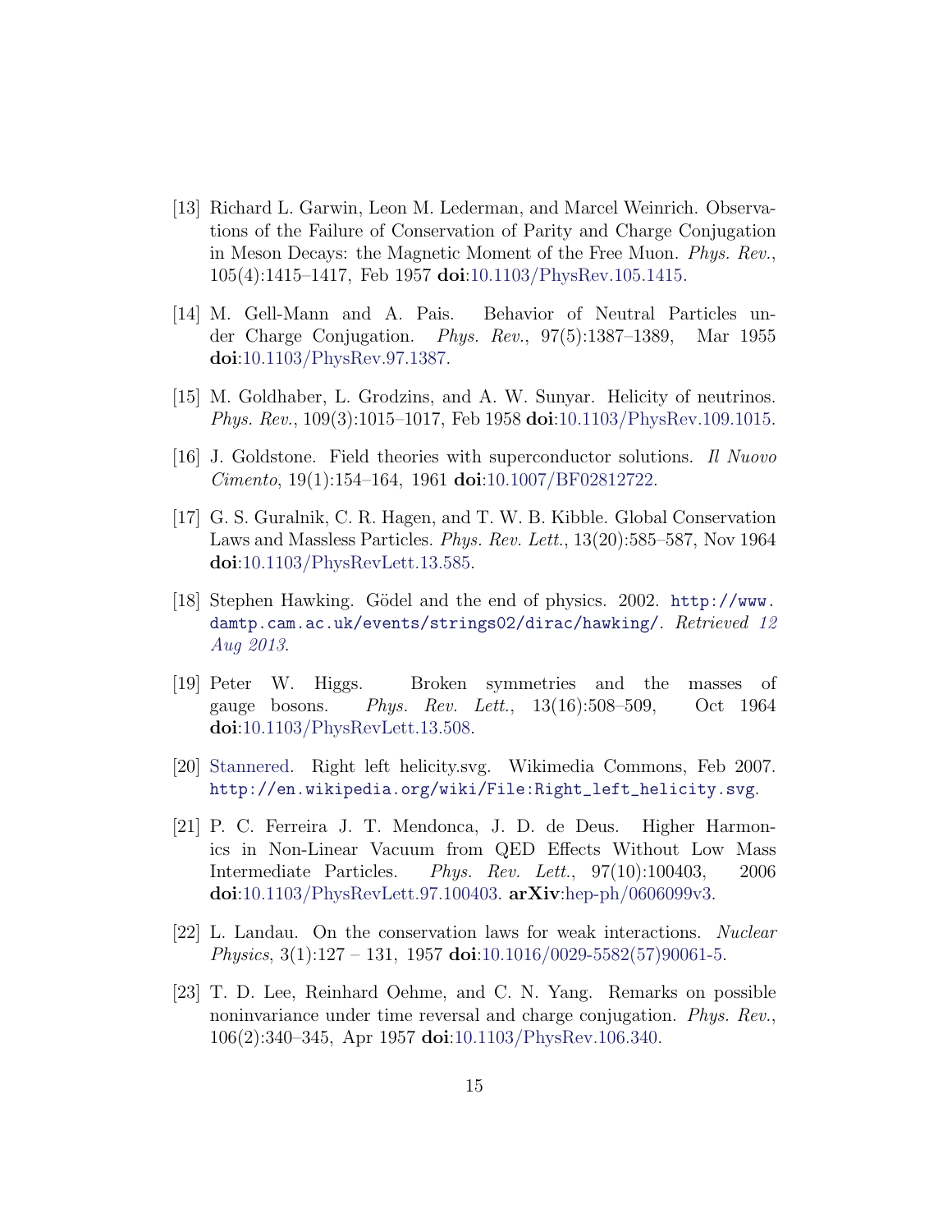[13] Richard L. Garwin, Leon M. Lederman, and Marcel Weinrich. Observations of the Failure of Conservation of Parity and Charge Conjugation in Meson Decays: the Magnetic Moment of the Free Muon. *Phys. Rev.*, 105(4):1415–1417, Feb 1957 **doi**:10.1103/PhysRev.105.1415.

[14] M. Gell-Mann and A. Pais. Behavior of Neutral Particles under Charge Conjugation. *Phys. Rev.*, 97(5):1387–1389, Mar 1955 **doi**:10.1103/PhysRev.97.1387.

[15] M. Goldhaber, L. Grodzins, and A. W. Sunyar. Helicity of neutrinos. *Phys. Rev.*, 109(3):1015–1017, Feb 1958 **doi**:10.1103/PhysRev.109.1015.

[16] J. Goldstone. Field theories with superconductor solutions. *Il Nuovo Cimento*, 19(1):154–164, 1961 **doi**:10.1007/BF02812722.

[17] G. S. Guralnik, C. R. Hagen, and T. W. B. Kibble. Global Conservation Laws and Massless Particles. *Phys. Rev. Lett.*, 13(20):585–587, Nov 1964 **doi**:10.1103/PhysRevLett.13.585.

[18] Stephen Hawking. Gödel and the end of physics. 2002. `http://www.damtp.cam.ac.uk/events/strings02/dirac/hawking/`. *Retrieved 12 Aug 2013*.

[19] Peter W. Higgs. Broken symmetries and the masses of gauge bosons. *Phys. Rev. Lett.*, 13(16):508–509, Oct 1964 **doi**:10.1103/PhysRevLett.13.508.

[20] Stannered. Right left helicity.svg. Wikimedia Commons, Feb 2007. `http://en.wikipedia.org/wiki/File:Right_left_helicity.svg`.

[21] P. C. Ferreira J. T. Mendonca, J. D. de Deus. Higher Harmonics in Non-Linear Vacuum from QED Effects Without Low Mass Intermediate Particles. *Phys. Rev. Lett.*, 97(10):100403, 2006 **doi**:10.1103/PhysRevLett.97.100403. **arXiv**:hep-ph/0606099v3.

[22] L. Landau. On the conservation laws for weak interactions. *Nuclear Physics*, 3(1):127 – 131, 1957 **doi**:10.1016/0029-5582(57)90061-5.

[23] T. D. Lee, Reinhard Oehme, and C. N. Yang. Remarks on possible noninvariance under time reversal and charge conjugation. *Phys. Rev.*, 106(2):340–345, Apr 1957 **doi**:10.1103/PhysRev.106.340.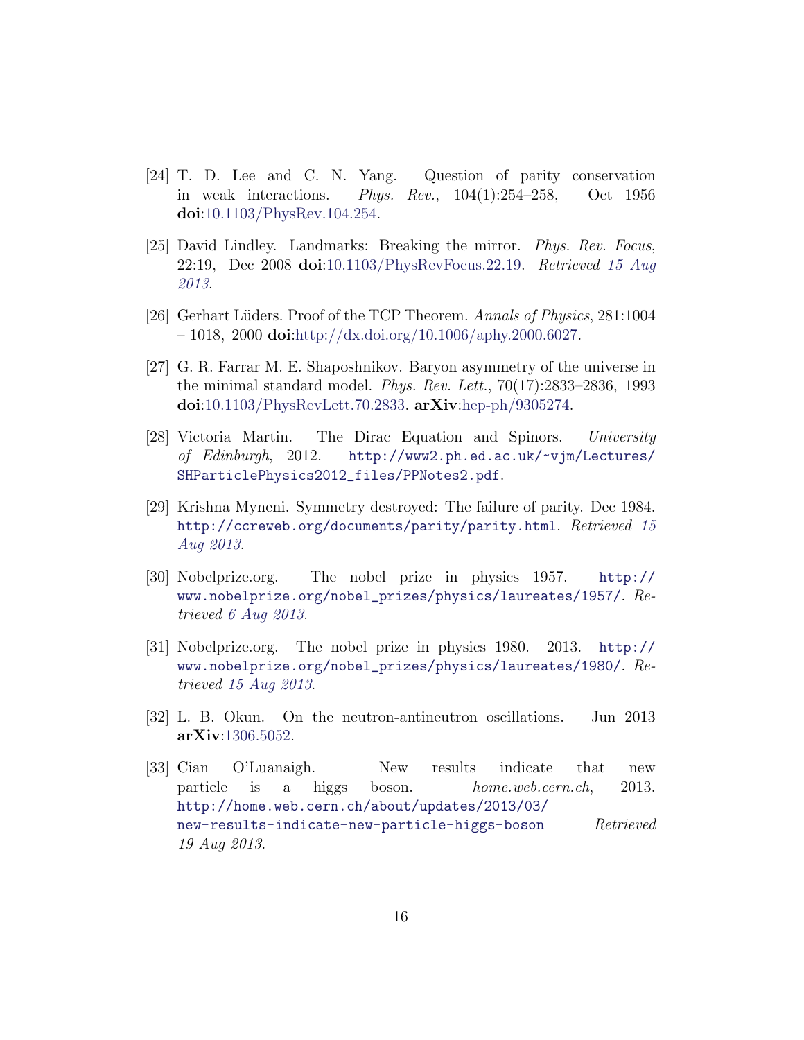[24] T. D. Lee and C. N. Yang. Question of parity conservation in weak interactions. *Phys. Rev.*, 104(1):254–258, Oct 1956 **doi**:10.1103/PhysRev.104.254.

[25] David Lindley. Landmarks: Breaking the mirror. *Phys. Rev. Focus*, 22:19, Dec 2008 **doi**:10.1103/PhysRevFocus.22.19. *Retrieved 15 Aug 2013*.

[26] Gerhart Lüders. Proof of the TCP Theorem. *Annals of Physics*, 281:1004 – 1018, 2000 **doi**:http://dx.doi.org/10.1006/aphy.2000.6027.

[27] G. R. Farrar M. E. Shaposhnikov. Baryon asymmetry of the universe in the minimal standard model. *Phys. Rev. Lett.*, 70(17):2833–2836, 1993 **doi**:10.1103/PhysRevLett.70.2833. **arXiv**:hep-ph/9305274.

[28] Victoria Martin. The Dirac Equation and Spinors. *University of Edinburgh*, 2012. http://www2.ph.ed.ac.uk/~vjm/Lectures/SHParticlePhysics2012_files/PPNotes2.pdf.

[29] Krishna Myneni. Symmetry destroyed: The failure of parity. Dec 1984. http://ccreweb.org/documents/parity/parity.html. *Retrieved 15 Aug 2013*.

[30] Nobelprize.org. The nobel prize in physics 1957. http://www.nobelprize.org/nobel_prizes/physics/laureates/1957/. *Retrieved 6 Aug 2013*.

[31] Nobelprize.org. The nobel prize in physics 1980. 2013. http://www.nobelprize.org/nobel_prizes/physics/laureates/1980/. *Retrieved 15 Aug 2013*.

[32] L. B. Okun. On the neutron-antineutron oscillations. Jun 2013 **arXiv**:1306.5052.

[33] Cian O'Luanaigh. New results indicate that new particle is a higgs boson. *home.web.cern.ch*, 2013. http://home.web.cern.ch/about/updates/2013/03/new-results-indicate-new-particle-higgs-boson *Retrieved 19 Aug 2013*.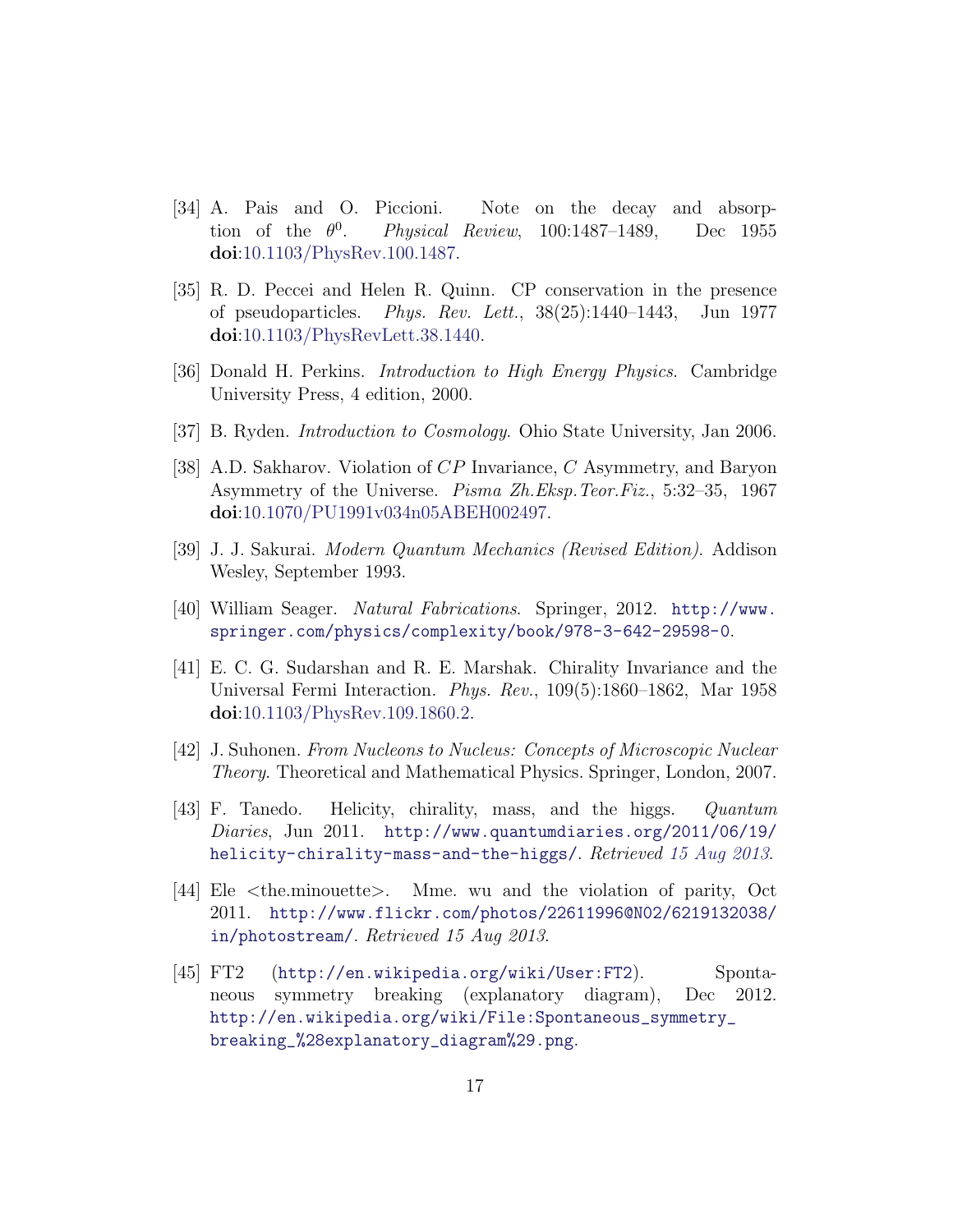[34] A. Pais and O. Piccioni. Note on the decay and absorption of the $\theta^0$. *Physical Review*, 100:1487–1489, Dec 1955 **doi**:10.1103/PhysRev.100.1487.

[35] R. D. Peccei and Helen R. Quinn. CP conservation in the presence of pseudoparticles. *Phys. Rev. Lett.*, 38(25):1440–1443, Jun 1977 **doi**:10.1103/PhysRevLett.38.1440.

[36] Donald H. Perkins. *Introduction to High Energy Physics*. Cambridge University Press, 4 edition, 2000.

[37] B. Ryden. *Introduction to Cosmology*. Ohio State University, Jan 2006.

[38] A.D. Sakharov. Violation of $CP$ Invariance, $C$ Asymmetry, and Baryon Asymmetry of the Universe. *Pisma Zh.Eksp.Teor.Fiz.*, 5:32–35, 1967 **doi**:10.1070/PU1991v034n05ABEH002497.

[39] J. J. Sakurai. *Modern Quantum Mechanics (Revised Edition)*. Addison Wesley, September 1993.

[40] William Seager. *Natural Fabrications*. Springer, 2012. `http://www.springer.com/physics/complexity/book/978-3-642-29598-0`.

[41] E. C. G. Sudarshan and R. E. Marshak. Chirality Invariance and the Universal Fermi Interaction. *Phys. Rev.*, 109(5):1860–1862, Mar 1958 **doi**:10.1103/PhysRev.109.1860.2.

[42] J. Suhonen. *From Nucleons to Nucleus: Concepts of Microscopic Nuclear Theory*. Theoretical and Mathematical Physics. Springer, London, 2007.

[43] F. Tanedo. Helicity, chirality, mass, and the higgs. *Quantum Diaries*, Jun 2011. `http://www.quantumdiaries.org/2011/06/19/helicity-chirality-mass-and-the-higgs/`. *Retrieved 15 Aug 2013*.

[44] Ele <the.minouette>. Mme. wu and the violation of parity, Oct 2011. `http://www.flickr.com/photos/22611996@N02/6219132038/in/photostream/`. *Retrieved 15 Aug 2013*.

[45] FT2 (`http://en.wikipedia.org/wiki/User:FT2`). Spontaneous symmetry breaking (explanatory diagram), Dec 2012. `http://en.wikipedia.org/wiki/File:Spontaneous_symmetry_breaking_%28explanatory_diagram%29.png`.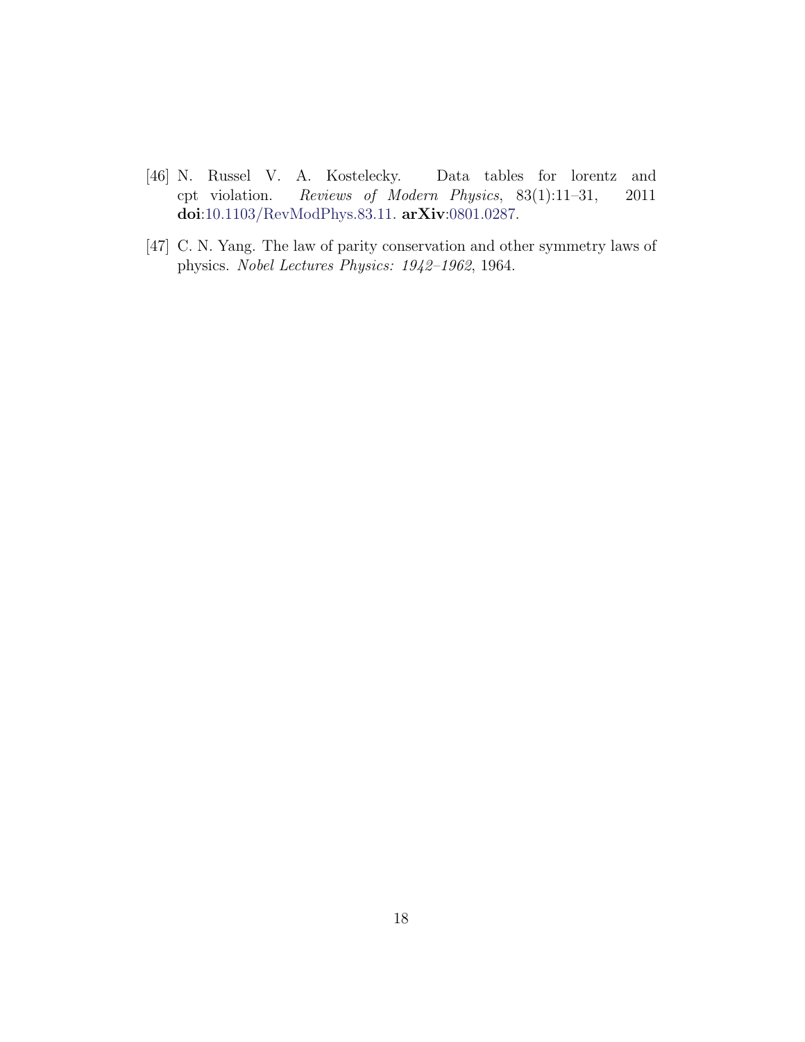[46] N. Russel V. A. Kostelecky. Data tables for lorentz and cpt violation. *Reviews of Modern Physics*, 83(1):11–31, 2011 **doi**:10.1103/RevModPhys.83.11. **arXiv**:0801.0287.

[47] C. N. Yang. The law of parity conservation and other symmetry laws of physics. *Nobel Lectures Physics: 1942–1962*, 1964.